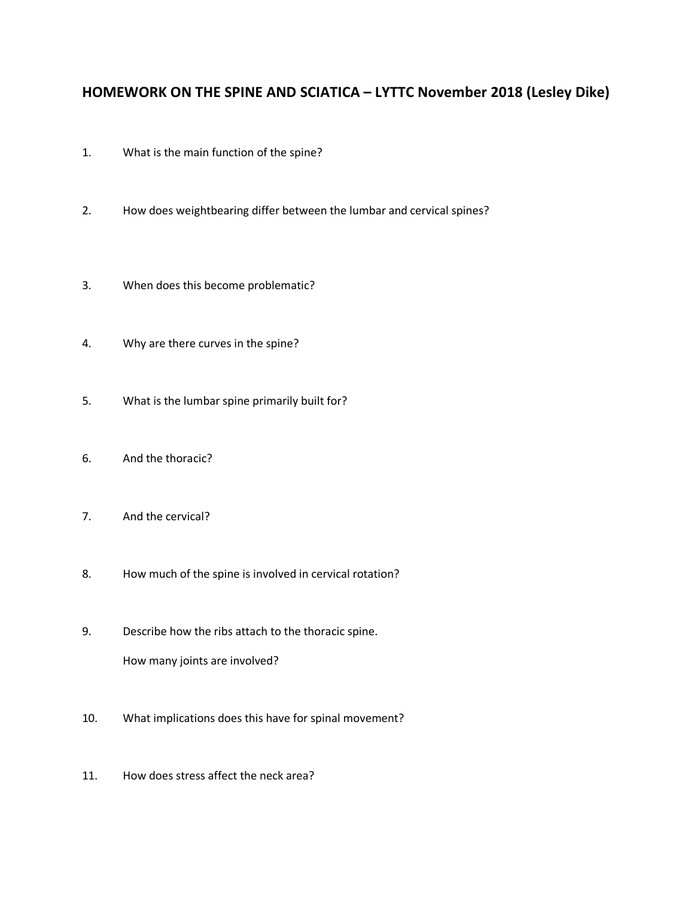# HOMEWORK ON THE SPINE AND SCIATICA – LYTTC November 2018 (Lesley Dike)

1. What is the main function of the spine?

2. How does weightbearing differ between the lumbar and cervical spines?

3. When does this become problematic?

4. Why are there curves in the spine?

5. What is the lumbar spine primarily built for?

6. And the thoracic?

7. And the cervical?

8. How much of the spine is involved in cervical rotation?

9. Describe how the ribs attach to the thoracic spine.

   How many joints are involved?

10. What implications does this have for spinal movement?

11. How does stress affect the neck area?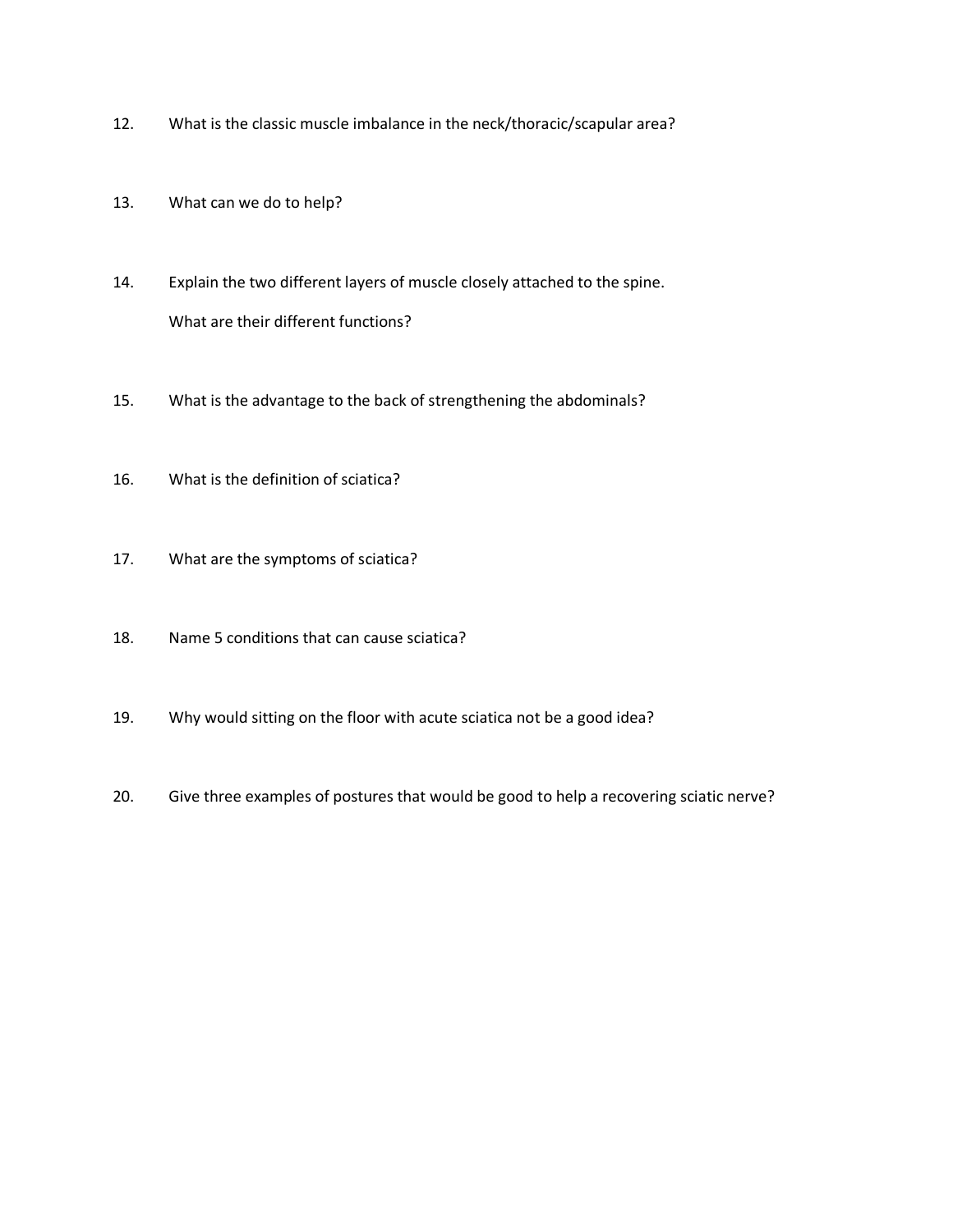12. What is the classic muscle imbalance in the neck/thoracic/scapular area?

13. What can we do to help?

14. Explain the two different layers of muscle closely attached to the spine.

    What are their different functions?

15. What is the advantage to the back of strengthening the abdominals?

16. What is the definition of sciatica?

17. What are the symptoms of sciatica?

18. Name 5 conditions that can cause sciatica?

19. Why would sitting on the floor with acute sciatica not be a good idea?

20. Give three examples of postures that would be good to help a recovering sciatic nerve?